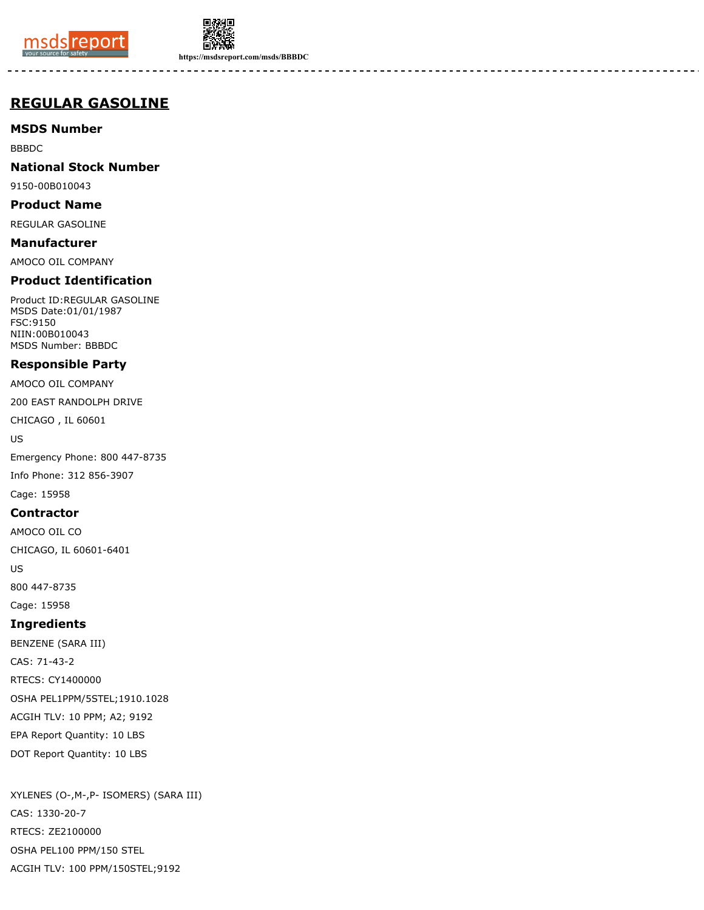# REGULAR GASOLINE

## MSDS Number

BBBDC

## National Stock Number

9150-00B010043

## Product Name

REGULAR GASOLINE

## Manufacturer

AMOCO OIL COMPANY

## Product Identification

Product ID:REGULAR GASOLINE
MSDS Date:01/01/1987
FSC:9150
NIIN:00B010043
MSDS Number: BBBDC

## Responsible Party

AMOCO OIL COMPANY

200 EAST RANDOLPH DRIVE

CHICAGO , IL 60601

US

Emergency Phone: 800 447-8735

Info Phone: 312 856-3907

Cage: 15958

## Contractor

AMOCO OIL CO

CHICAGO, IL 60601-6401

US

800 447-8735

Cage: 15958

## Ingredients

BENZENE (SARA III)

CAS: 71-43-2

RTECS: CY1400000

OSHA PEL1PPM/5STEL;1910.1028

ACGIH TLV: 10 PPM; A2; 9192

EPA Report Quantity: 10 LBS

DOT Report Quantity: 10 LBS

XYLENES (O-,M-,P- ISOMERS) (SARA III)

CAS: 1330-20-7

RTECS: ZE2100000

OSHA PEL100 PPM/150 STEL

ACGIH TLV: 100 PPM/150STEL;9192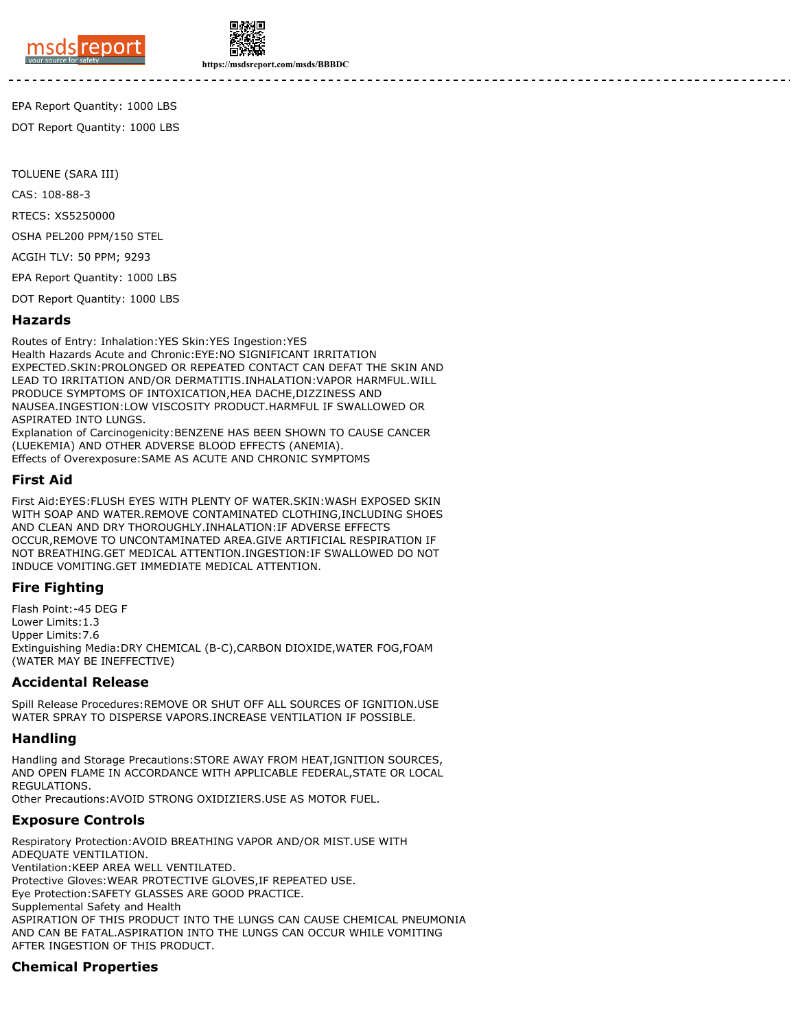EPA Report Quantity: 1000 LBS

DOT Report Quantity: 1000 LBS

TOLUENE (SARA III)

CAS: 108-88-3

RTECS: XS5250000

OSHA PEL200 PPM/150 STEL

ACGIH TLV: 50 PPM; 9293

EPA Report Quantity: 1000 LBS

DOT Report Quantity: 1000 LBS

## Hazards

Routes of Entry: Inhalation:YES Skin:YES Ingestion:YES
Health Hazards Acute and Chronic:EYE:NO SIGNIFICANT IRRITATION EXPECTED.SKIN:PROLONGED OR REPEATED CONTACT CAN DEFAT THE SKIN AND LEAD TO IRRITATION AND/OR DERMATITIS.INHALATION:VAPOR HARMFUL.WILL PRODUCE SYMPTOMS OF INTOXICATION,HEA DACHE,DIZZINESS AND NAUSEA.INGESTION:LOW VISCOSITY PRODUCT.HARMFUL IF SWALLOWED OR ASPIRATED INTO LUNGS.
Explanation of Carcinogenicity:BENZENE HAS BEEN SHOWN TO CAUSE CANCER (LUEKEMIA) AND OTHER ADVERSE BLOOD EFFECTS (ANEMIA).
Effects of Overexposure:SAME AS ACUTE AND CHRONIC SYMPTOMS

## First Aid

First Aid:EYES:FLUSH EYES WITH PLENTY OF WATER.SKIN:WASH EXPOSED SKIN WITH SOAP AND WATER.REMOVE CONTAMINATED CLOTHING,INCLUDING SHOES AND CLEAN AND DRY THOROUGHLY.INHALATION:IF ADVERSE EFFECTS OCCUR,REMOVE TO UNCONTAMINATED AREA.GIVE ARTIFICIAL RESPIRATION IF NOT BREATHING.GET MEDICAL ATTENTION.INGESTION:IF SWALLOWED DO NOT INDUCE VOMITING.GET IMMEDIATE MEDICAL ATTENTION.

## Fire Fighting

Flash Point:-45 DEG F
Lower Limits:1.3
Upper Limits:7.6
Extinguishing Media:DRY CHEMICAL (B-C),CARBON DIOXIDE,WATER FOG,FOAM (WATER MAY BE INEFFECTIVE)

## Accidental Release

Spill Release Procedures:REMOVE OR SHUT OFF ALL SOURCES OF IGNITION.USE WATER SPRAY TO DISPERSE VAPORS.INCREASE VENTILATION IF POSSIBLE.

## Handling

Handling and Storage Precautions:STORE AWAY FROM HEAT,IGNITION SOURCES, AND OPEN FLAME IN ACCORDANCE WITH APPLICABLE FEDERAL,STATE OR LOCAL REGULATIONS.
Other Precautions:AVOID STRONG OXIDIZIERS.USE AS MOTOR FUEL.

## Exposure Controls

Respiratory Protection:AVOID BREATHING VAPOR AND/OR MIST.USE WITH ADEQUATE VENTILATION.
Ventilation:KEEP AREA WELL VENTILATED.
Protective Gloves:WEAR PROTECTIVE GLOVES,IF REPEATED USE.
Eye Protection:SAFETY GLASSES ARE GOOD PRACTICE.
Supplemental Safety and Health
ASPIRATION OF THIS PRODUCT INTO THE LUNGS CAN CAUSE CHEMICAL PNEUMONIA AND CAN BE FATAL.ASPIRATION INTO THE LUNGS CAN OCCUR WHILE VOMITING AFTER INGESTION OF THIS PRODUCT.

## Chemical Properties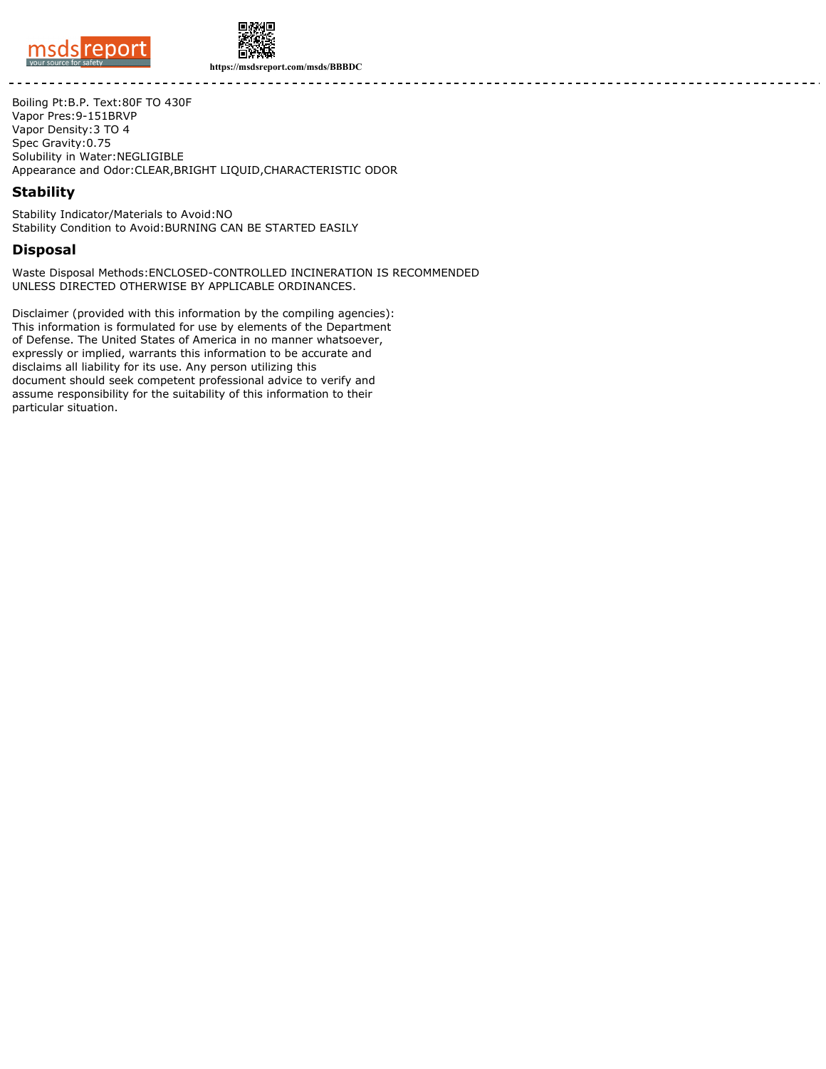Boiling Pt:B.P. Text:80F TO 430F
Vapor Pres:9-151BRVP
Vapor Density:3 TO 4
Spec Gravity:0.75
Solubility in Water:NEGLIGIBLE
Appearance and Odor:CLEAR,BRIGHT LIQUID,CHARACTERISTIC ODOR

## Stability

Stability Indicator/Materials to Avoid:NO
Stability Condition to Avoid:BURNING CAN BE STARTED EASILY

## Disposal

Waste Disposal Methods:ENCLOSED-CONTROLLED INCINERATION IS RECOMMENDED UNLESS DIRECTED OTHERWISE BY APPLICABLE ORDINANCES.

Disclaimer (provided with this information by the compiling agencies): This information is formulated for use by elements of the Department of Defense. The United States of America in no manner whatsoever, expressly or implied, warrants this information to be accurate and disclaims all liability for its use. Any person utilizing this document should seek competent professional advice to verify and assume responsibility for the suitability of this information to their particular situation.